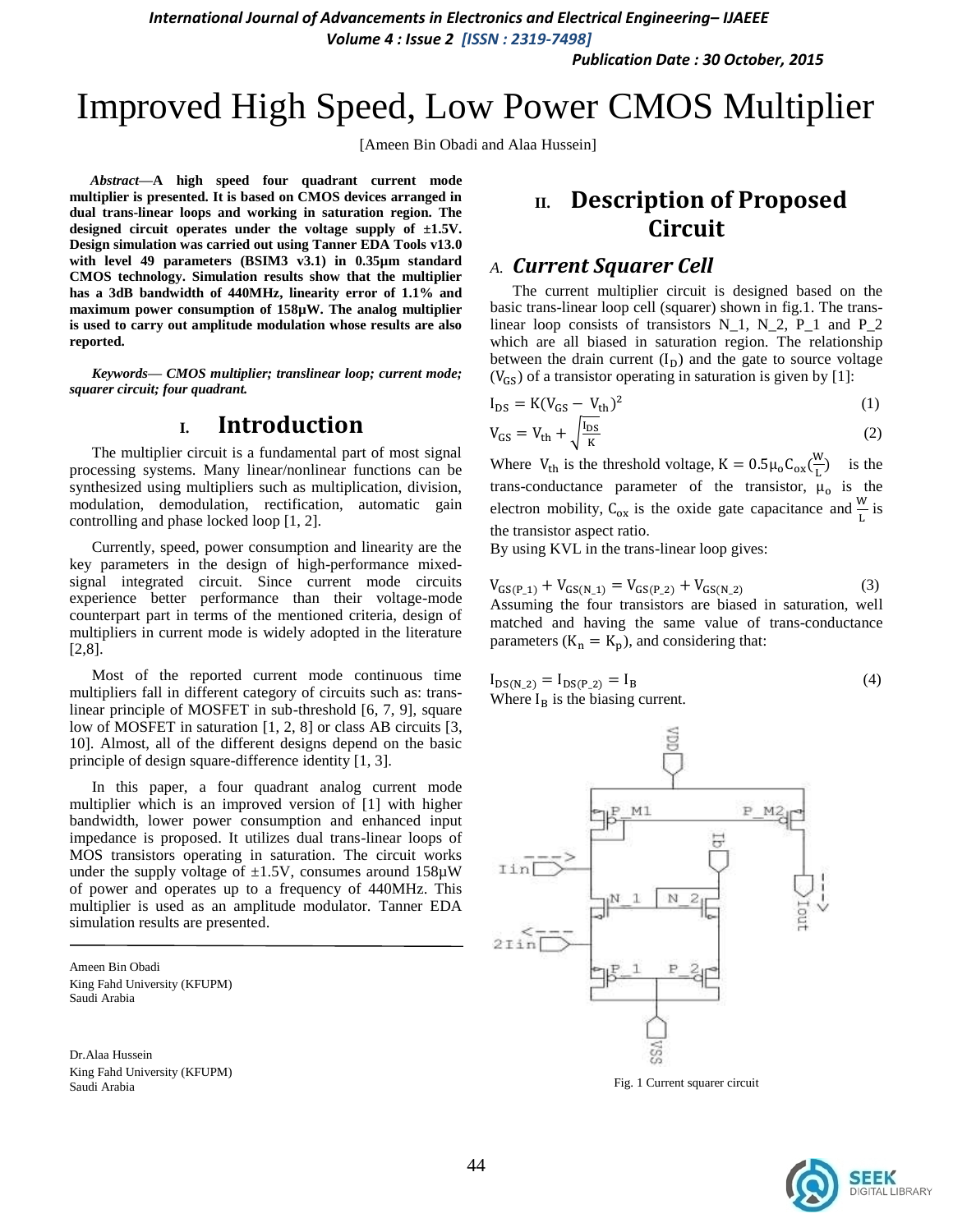# Improved High Speed, Low Power CMOS Multiplier

[Ameen Bin Obadi and Alaa Hussein]

***Abstract*—A high speed four quadrant current mode multiplier is presented. It is based on CMOS devices arranged in dual trans-linear loops and working in saturation region. The designed circuit operates under the voltage supply of ±1.5V. Design simulation was carried out using Tanner EDA Tools v13.0 with level 49 parameters (BSIM3 v3.1) in 0.35µm standard CMOS technology. Simulation results show that the multiplier has a 3dB bandwidth of 440MHz, linearity error of 1.1% and maximum power consumption of 158µW. The analog multiplier is used to carry out amplitude modulation whose results are also reported.**

***Keywords— CMOS multiplier; translinear loop; current mode; squarer circuit; four quadrant.***

## I. Introduction

The multiplier circuit is a fundamental part of most signal processing systems. Many linear/nonlinear functions can be synthesized using multipliers such as multiplication, division, modulation, demodulation, rectification, automatic gain controlling and phase locked loop [1, 2].

Currently, speed, power consumption and linearity are the key parameters in the design of high-performance mixed-signal integrated circuit. Since current mode circuits experience better performance than their voltage-mode counterpart part in terms of the mentioned criteria, design of multipliers in current mode is widely adopted in the literature [2,8].

Most of the reported current mode continuous time multipliers fall in different category of circuits such as: trans-linear principle of MOSFET in sub-threshold [6, 7, 9], square low of MOSFET in saturation [1, 2, 8] or class AB circuits [3, 10]. Almost, all of the different designs depend on the basic principle of design square-difference identity [1, 3].

In this paper, a four quadrant analog current mode multiplier which is an improved version of [1] with higher bandwidth, lower power consumption and enhanced input impedance is proposed. It utilizes dual trans-linear loops of MOS transistors working in saturation. The circuit works under the supply voltage of ±1.5V, consumes around 158µW of power and operates up to a frequency of 440MHz. This multiplier is used as an amplitude modulator. Tanner EDA simulation results are presented.

Ameen Bin Obadi
King Fahd University (KFUPM)
Saudi Arabia

Dr.Alaa Hussein
King Fahd University (KFUPM)
Saudi Arabia

## II. Description of Proposed Circuit

### A. *Current Squarer Cell*

The current multiplier circuit is designed based on the basic trans-linear loop cell (squarer) shown in fig.1. The trans-linear loop consists of transistors N_1, N_2, P_1 and P_2 which are all biased in saturation region. The relationship between the drain current ($I_D$) and the gate to source voltage ($V_{GS}$) of a transistor operating in saturation is given by [1]:

$$I_{DS} = K(V_{GS} - V_{th})^2 \quad (1)$$

$$V_{GS} = V_{th} + \sqrt{\frac{I_{DS}}{K}} \quad (2)$$

Where $V_{th}$ is the threshold voltage, $K = 0.5\mu_o C_{ox}(\frac{W}{L})$ is the trans-conductance parameter of the transistor, $\mu_o$ is the electron mobility, $C_{ox}$ is the oxide gate capacitance and $\frac{W}{L}$ is the transistor aspect ratio.

By using KVL in the trans-linear loop gives:

$$V_{GS(P\_1)} + V_{GS(N\_1)} = V_{GS(P\_2)} + V_{GS(N\_2)} \quad (3)$$

Assuming the four transistors are biased in saturation, well matched and having the same value of trans-conductance parameters ($K_n = K_p$), and considering that:

$$I_{DS(N\_2)} = I_{DS(P\_2)} = I_B \quad (4)$$

Where $I_B$ is the biasing current.

Fig. 1 Current squarer circuit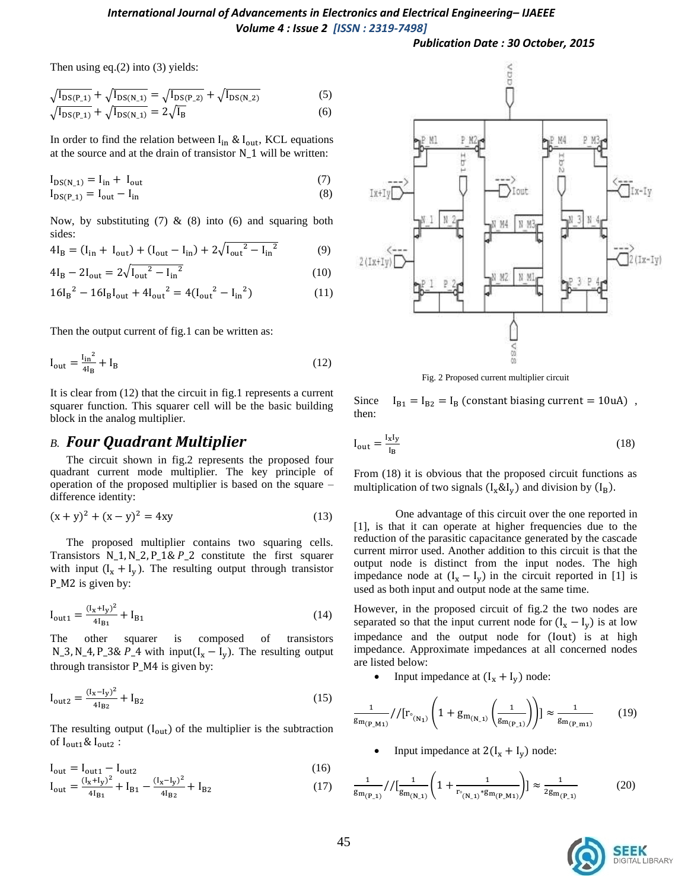Then using eq.(2) into (3) yields:

$$\sqrt{I_{DS(P\_1)}} + \sqrt{I_{DS(N\_1)}} = \sqrt{I_{DS(P\_2)}} + \sqrt{I_{DS(N\_2)}} \quad (5)$$

$$\sqrt{I_{DS(P\_1)}} + \sqrt{I_{DS(N\_1)}} = 2\sqrt{I_B} \quad (6)$$

In order to find the relation between $I_{in}$ & $I_{out}$, KCL equations at the source and at the drain of transistor N_1 will be written:

$$I_{DS(N\_1)} = I_{in} + I_{out} \quad (7)$$

$$I_{DS(P\_1)} = I_{out} - I_{in} \quad (8)$$

Now, by substituting (7) & (8) into (6) and squaring both sides:

$$4I_B = (I_{in} + I_{out}) + (I_{out} - I_{in}) + 2\sqrt{{I_{out}}^2 - {I_{in}}^2} \quad (9)$$

$$4I_B - 2I_{out} = 2\sqrt{{I_{out}}^2 - {I_{in}}^2} \quad (10)$$

$$16{I_B}^2 - 16I_B I_{out} + 4{I_{out}}^2 = 4({I_{out}}^2 - {I_{in}}^2) \quad (11)$$

Then the output current of fig.1 can be written as:

$$I_{out} = \frac{{I_{in}}^2}{4I_B} + I_B \quad (12)$$

It is clear from (12) that the circuit in fig.1 represents a current squarer function. This squarer cell will be the basic building block in the analog multiplier.

### B. *Four Quadrant Multiplier*

The circuit shown in fig.2 represents the proposed four quadrant current mode multiplier. The key principle of operation of the proposed multiplier is based on the square – difference identity:

$$(x + y)^2 + (x - y)^2 = 4xy \quad (13)$$

The proposed multiplier contains two squaring cells. Transistors N_1, N_2, P_1 & P_2 constitute the first squarer with input $(I_x + I_y)$. The resulting output through transistor P_M2 is given by:

$$I_{out1} = \frac{(I_x + I_y)^2}{4I_{B1}} + I_{B1} \quad (14)$$

The other squarer is composed of transistors N_3, N_4, P_3 & P_4 with input $(I_x - I_y)$. The resulting output through transistor P_M4 is given by:

$$I_{out2} = \frac{(I_x - I_y)^2}{4I_{B2}} + I_{B2} \quad (15)$$

The resulting output $(I_{out})$ of the multiplier is the subtraction of $I_{out1}$ & $I_{out2}$ :

$$I_{out} = I_{out1} - I_{out2} \quad (16)$$

$$I_{out} = \frac{(I_x + I_y)^2}{4I_{B1}} + I_{B1} - \frac{(I_x - I_y)^2}{4I_{B2}} + I_{B2} \quad (17)$$

Fig. 2 Proposed current multiplier circuit

Since $I_{B1} = I_{B2} = I_B$ (constant biasing current = 10uA) , then:

$$I_{out} = \frac{I_x I_y}{I_B} \quad (18)$$

From (18) it is obvious that the proposed circuit functions as multiplication of two signals $(I_x \& I_y)$ and division by $(I_B)$.

One advantage of this circuit over the one reported in [1], is that it can operate at higher frequencies due to the reduction of the parasitic capacitance generated by the cascade current mirror used. Another addition to this circuit is that the output node is distinct from the input nodes. The high impedance node at $(I_x - I_y)$ in the circuit reported in [1] is used as both input and output node at the same time.

However, in the proposed circuit of fig.2 the two nodes are separated so that the input current node for $(I_x - I_y)$ is at low impedance and the output node for (Iout) is at high impedance. Approximate impedances at all concerned nodes are listed below:

- Input impedance at $(I_x + I_y)$ node:

$$\frac{1}{g_{m(P\_M1)}} // [r_{\circ(N_1)}\left(1 + g_{m(N\_1)}\left(\frac{1}{g_{m(P\_1)}}\right)\right)] \approx \frac{1}{g_{m(P\_m1)}} \quad (19)$$

- Input impedance at $2(I_x + I_y)$ node:

$$\frac{1}{g_{m(P\_1)}} // [\frac{1}{g_{m(N\_1)}}\left(1 + \frac{1}{r_{\circ(N\_1)} * g_{m(P\_M1)}}\right)] \approx \frac{1}{2g_{m(P\_1)}} \quad (20)$$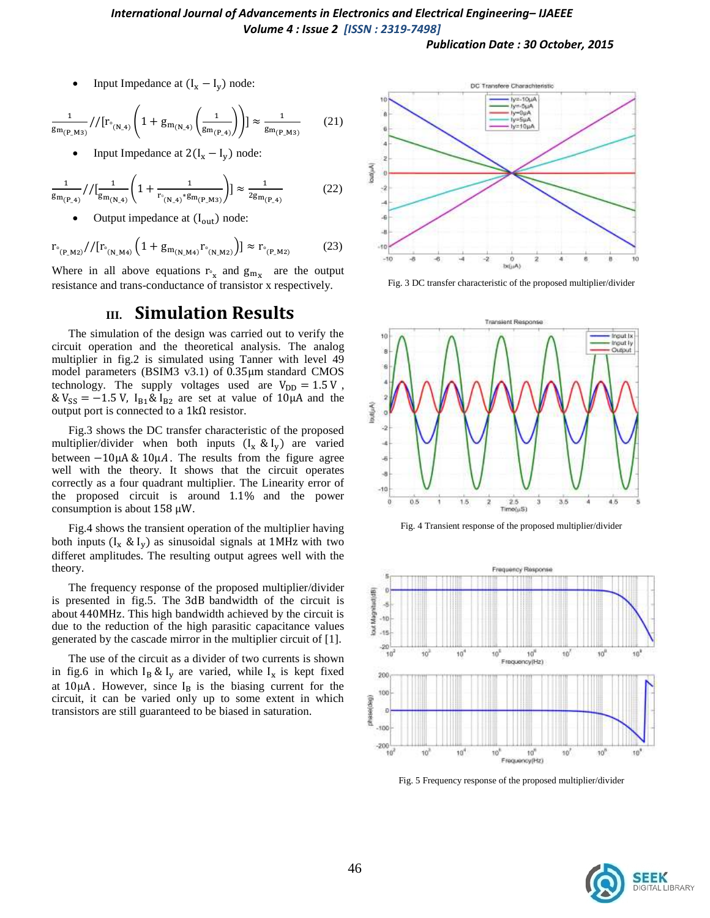- Input Impedance at $(I_x - I_y)$ node:

$$\frac{1}{g_{m(P\_M3)}} // [r_{\circ(N\_4)}\left(1 + g_{m(N\_4)}\left(\frac{1}{g_{m(P\_4)}}\right)\right)] \approx \frac{1}{g_{m(P\_M3)}} \quad (21)$$

- Input Impedance at $2(I_x - I_y)$ node:

$$\frac{1}{g_{m(P\_4)}} // [\frac{1}{g_{m(N\_4)}}\left(1 + \frac{1}{r_{\circ(N\_4)} * g_{m(P\_M3)}}\right)] \approx \frac{1}{2g_{m(P\_4)}} \quad (22)$$

- Output impedance at $(I_{out})$ node:

$$r_{\circ(P\_M2)} // [r_{\circ(N\_M4)}\left(1 + g_{m(N\_M4)} r_{\circ(N\_M2)}\right)] \approx r_{\circ(P\_M2)} \quad (23)$$

Where in all above equations $r_{\circ_x}$ and $g_{m_x}$ are the output resistance and trans-conductance of transistor x respectively.

## III. Simulation Results

The simulation of the design was carried out to verify the circuit operation and the theoretical analysis. The analog multiplier in fig.2 is simulated using Tanner with level 49 model parameters (BSIM3 v3.1) of 0.35μm standard CMOS technology. The supply voltages used are $V_{DD} = 1.5\,V$, & $V_{SS} = -1.5\,V$, $I_{B1}$ & $I_{B2}$ are set at value of 10μA and the output port is connected to a 1kΩ resistor.

Fig.3 shows the DC transfer characteristic of the proposed multiplier/divider when both inputs ($I_x$ & $I_y$) are varied between $-10\mu A$ & $10\mu A$. The results from the figure agree well with the theory. It shows that the circuit operates correctly as a four quadrant multiplier. The Linearity error of the proposed circuit is around 1.1% and the power consumption is about 158 μW.

Fig.4 shows the transient operation of the multiplier having both inputs ($I_x$ & $I_y$) as sinusoidal signals at 1MHz with two differet amplitudes. The resulting output agrees well with the theory.

The frequency response of the proposed multiplier/divider is presented in fig.5. The 3dB bandwidth of the circuit is about 440MHz. This high bandwidth achieved by the circuit is due to the reduction of the high parasitic capacitance values generated by the cascade mirror in the multiplier circuit of [1].

The use of the circuit as a divider of two currents is shown in fig.6 in which $I_B$ & $I_y$ are varied, while $I_x$ is kept fixed at 10μA. However, since $I_B$ is the biasing current for the circuit, it can be varied only up to some extent in which transistors are still guaranteed to be biased in saturation.

Fig. 3 DC transfer characteristic of the proposed multiplier/divider

Fig. 4 Transient response of the proposed multiplier/divider

Fig. 5 Frequency response of the proposed multiplier/divider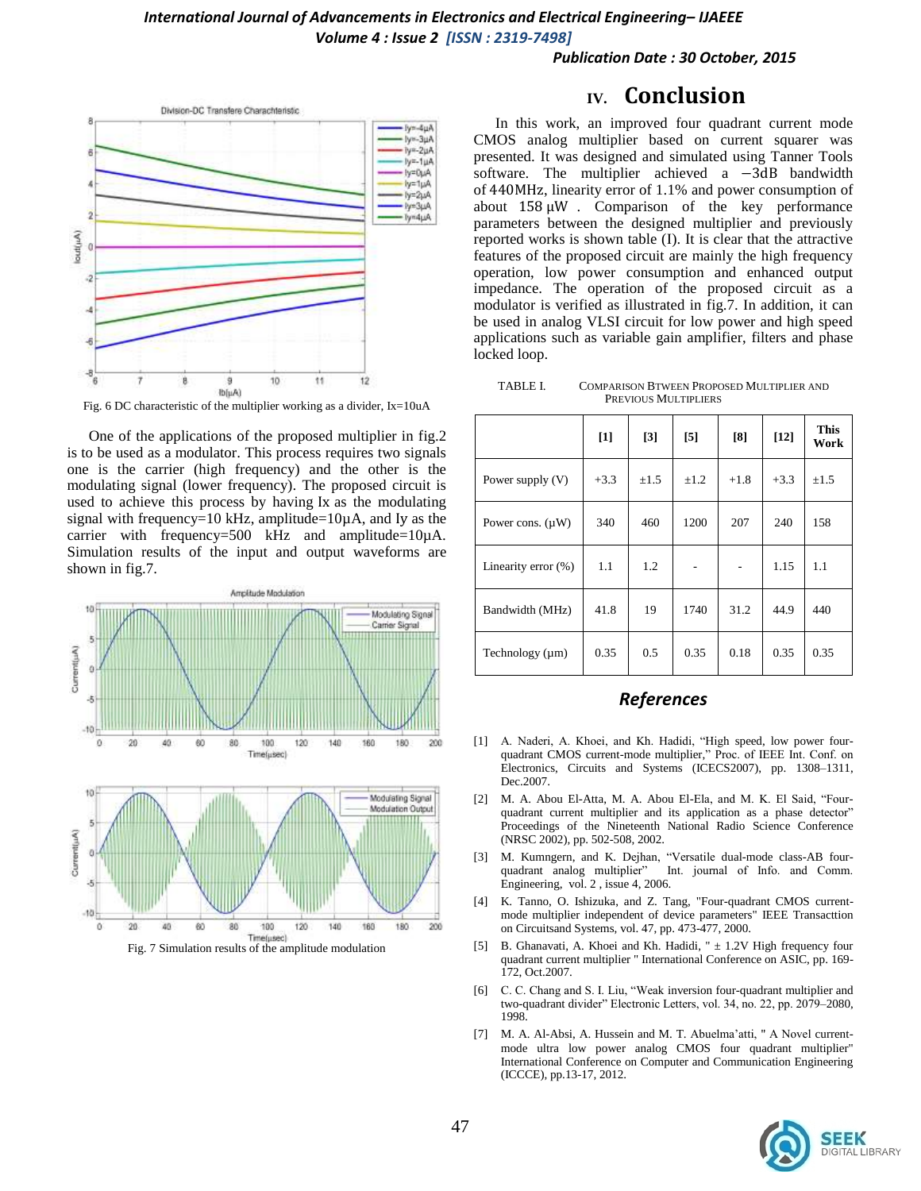Fig. 6 DC characteristic of the multiplier working as a divider, Ix=10uA

One of the applications of the proposed multiplier in fig.2 is to be used as a modulator. This process requires two signals one is the carrier (high frequency) and the other is the modulating signal (lower frequency). The proposed circuit is used to achieve this process by having Ix as the modulating signal with frequency=10 kHz, amplitude=10µA, and Iy as the carrier with frequency=500 kHz and amplitude=10µA. Simulation results of the input and output waveforms are shown in fig.7.

Fig. 7 Simulation results of the amplitude modulation

# IV. Conclusion

In this work, an improved four quadrant current mode CMOS analog multiplier based on current squarer was presented. It was designed and simulated using Tanner Tools software. The multiplier achieved a −3dB bandwidth of 440MHz, linearity error of 1.1% and power consumption of about 158 µW . Comparison of the key performance parameters between the designed multiplier and previously reported works is shown table (I). It is clear that the attractive features of the proposed circuit are mainly the high frequency operation, low power consumption and enhanced output impedance. The operation of the proposed circuit as a modulator is verified as illustrated in fig.7. In addition, it can be used in analog VLSI circuit for low power and high speed applications such as variable gain amplifier, filters and phase locked loop.

TABLE I. COMPARISON BTWEEN PROPOSED MULTIPLIER AND PREVIOUS MULTIPLIERS

| | [1] | [3] | [5] | [8] | [12] | This Work |
|---|---|---|---|---|---|---|
| Power supply (V) | +3.3 | ±1.5 | ±1.2 | +1.8 | +3.3 | ±1.5 |
| Power cons. (µW) | 340 | 460 | 1200 | 207 | 240 | 158 |
| Linearity error (%) | 1.1 | 1.2 | - | - | 1.15 | 1.1 |
| Bandwidth (MHz) | 41.8 | 19 | 1740 | 31.2 | 44.9 | 440 |
| Technology (µm) | 0.35 | 0.5 | 0.35 | 0.18 | 0.35 | 0.35 |

## *References*

[1] A. Naderi, A. Khoei, and Kh. Hadidi, "High speed, low power four-quadrant CMOS current-mode multiplier," Proc. of IEEE Int. Conf. on Electronics, Circuits and Systems (ICECS2007), pp. 1308–1311, Dec.2007.

[2] M. A. Abou El-Atta, M. A. Abou El-Ela, and M. K. El Said, "Four-quadrant current multiplier and its application as a phase detector" Proceedings of the Nineteenth National Radio Science Conference (NRSC 2002), pp. 502-508, 2002.

[3] M. Kumngern, and K. Dejhan, "Versatile dual-mode class-AB four-quadrant analog multiplier" Int. journal of Info. and Comm. Engineering, vol. 2 , issue 4, 2006.

[4] K. Tanno, O. Ishizuka, and Z. Tang, "Four-quadrant CMOS current-mode multiplier independent of device parameters" IEEE Transacttion on Circuitsand Systems, vol. 47, pp. 473-477, 2000.

[5] B. Ghanavati, A. Khoei and Kh. Hadidi, " ± 1.2V High frequency four quadrant current multiplier " International Conference on ASIC, pp. 169-172, Oct.2007.

[6] C. C. Chang and S. I. Liu, "Weak inversion four-quadrant multiplier and two-quadrant divider" Electronic Letters, vol. 34, no. 22, pp. 2079–2080, 1998.

[7] M. A. Al-Absi, A. Hussein and M. T. Abuelma'atti, " A Novel current-mode ultra low power analog CMOS four quadrant multiplier" International Conference on Computer and Communication Engineering (ICCCE), pp.13-17, 2012.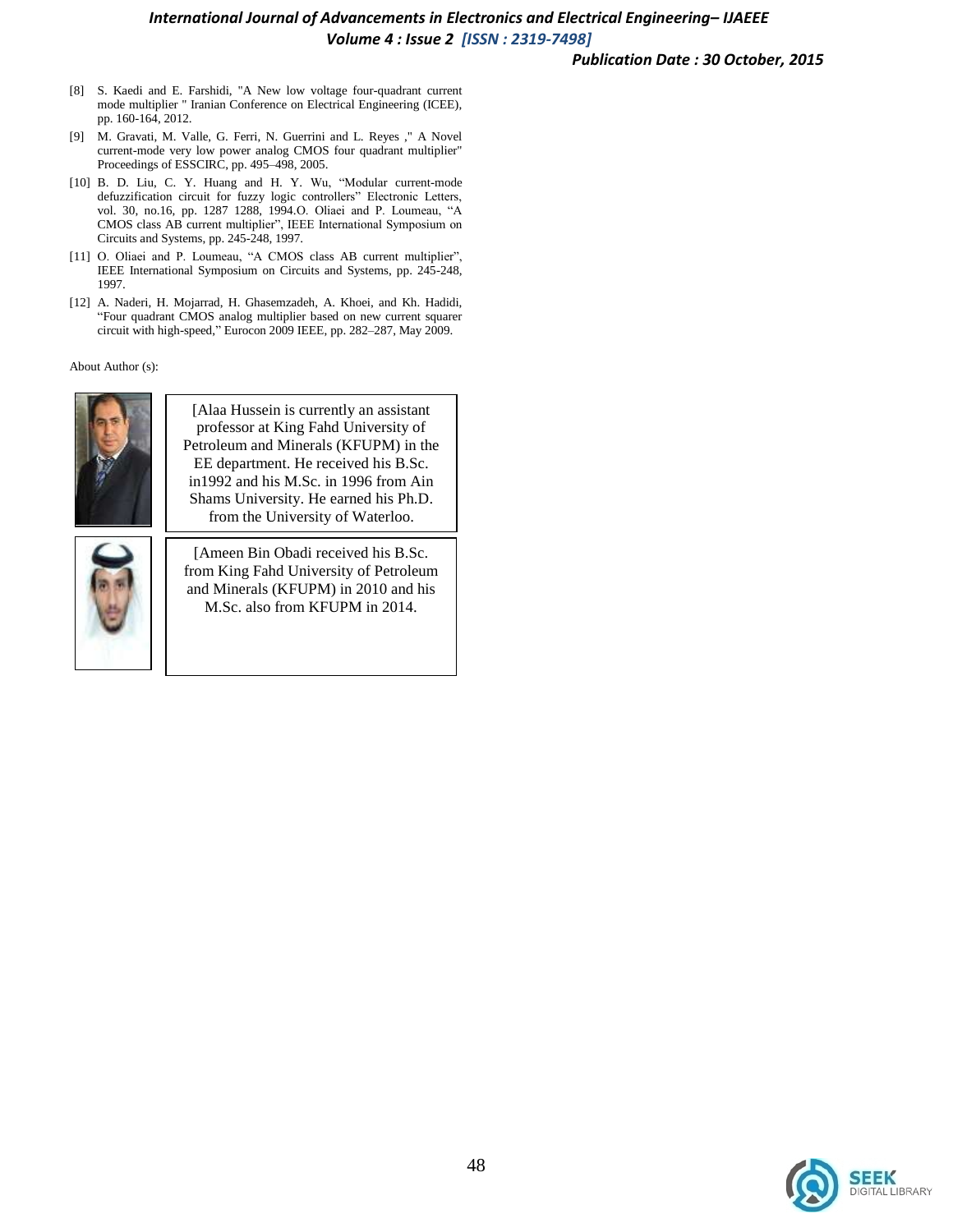[8] S. Kaedi and E. Farshidi, "A New low voltage four-quadrant current mode multiplier " Iranian Conference on Electrical Engineering (ICEE), pp. 160-164, 2012.

[9] M. Gravati, M. Valle, G. Ferri, N. Guerrini and L. Reyes ," A Novel current-mode very low power analog CMOS four quadrant multiplier" Proceedings of ESSCIRC, pp. 495–498, 2005.

[10] B. D. Liu, C. Y. Huang and H. Y. Wu, "Modular current-mode defuzzification circuit for fuzzy logic controllers" Electronic Letters, vol. 30, no.16, pp. 1287 1288, 1994.O. Oliaei and P. Loumeau, "A CMOS class AB current multiplier", IEEE International Symposium on Circuits and Systems, pp. 245-248, 1997.

[11] O. Oliaei and P. Loumeau, "A CMOS class AB current multiplier", IEEE International Symposium on Circuits and Systems, pp. 245-248, 1997.

[12] A. Naderi, H. Mojarrad, H. Ghasemzadeh, A. Khoei, and Kh. Hadidi, "Four quadrant CMOS analog multiplier based on new current squarer circuit with high-speed," Eurocon 2009 IEEE, pp. 282–287, May 2009.

About Author (s):

[Alaa Hussein is currently an assistant professor at King Fahd University of Petroleum and Minerals (KFUPM) in the EE department. He received his B.Sc. in1992 and his M.Sc. in 1996 from Ain Shams University. He earned his Ph.D. from the University of Waterloo.

[Ameen Bin Obadi received his B.Sc. from King Fahd University of Petroleum and Minerals (KFUPM) in 2010 and his M.Sc. also from KFUPM in 2014.